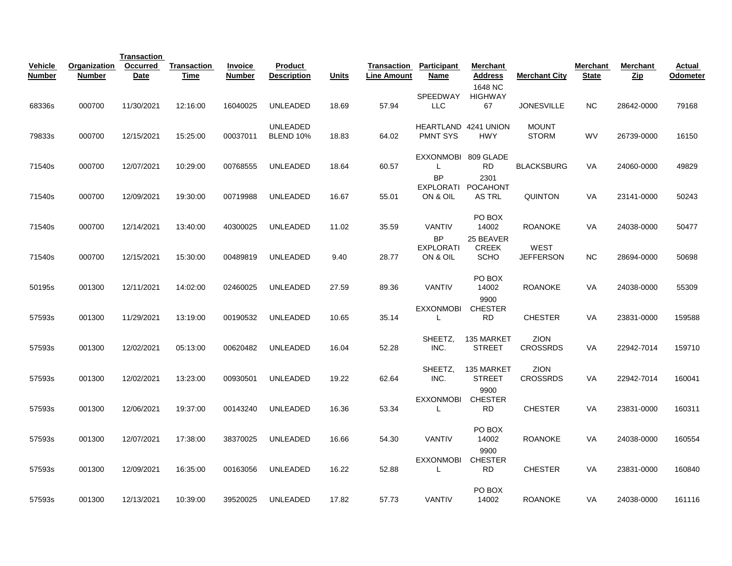| Vehicle Number | Organization Number | Transaction Occurred Date | Transaction Time | Invoice Number | Product Description | Units | Transaction Line Amount | Participant Name | Merchant Address | Merchant City | Merchant State | Merchant Zip | Actual Odometer |
|---|---|---|---|---|---|---|---|---|---|---|---|---|---|
| 68336s | 000700 | 11/30/2021 | 12:16:00 | 16040025 | UNLEADED | 18.69 | 57.94 | SPEEDWAY LLC | 1648 NC HIGHWAY 67 | JONESVILLE | NC | 28642-0000 | 79168 |
| 79833s | 000700 | 12/15/2021 | 15:25:00 | 00037011 | UNLEADED BLEND 10% | 18.83 | 64.02 | HEARTLAND PMNT SYS | 4241 UNION HWY | MOUNT STORM | WV | 26739-0000 | 16150 |
| 71540s | 000700 | 12/07/2021 | 10:29:00 | 00768555 | UNLEADED | 18.64 | 60.57 | EXXONMOBIL | 809 GLADE RD | BLACKSBURG | VA | 24060-0000 | 49829 |
| 71540s | 000700 | 12/09/2021 | 19:30:00 | 00719988 | UNLEADED | 16.67 | 55.01 | BP EXPLORATION & OIL | 2301 POCAHONTAS TRL | QUINTON | VA | 23141-0000 | 50243 |
| 71540s | 000700 | 12/14/2021 | 13:40:00 | 40300025 | UNLEADED | 11.02 | 35.59 | VANTIV | PO BOX 14002 | ROANOKE | VA | 24038-0000 | 50477 |
| 71540s | 000700 | 12/15/2021 | 15:30:00 | 00489819 | UNLEADED | 9.40 | 28.77 | BP EXPLORATION & OIL | 25 BEAVER CREEK SCHO | WEST JEFFERSON | NC | 28694-0000 | 50698 |
| 50195s | 001300 | 12/11/2021 | 14:02:00 | 02460025 | UNLEADED | 27.59 | 89.36 | VANTIV | PO BOX 14002 | ROANOKE | VA | 24038-0000 | 55309 |
| 57593s | 001300 | 11/29/2021 | 13:19:00 | 00190532 | UNLEADED | 10.65 | 35.14 | EXXONMOBIL | 9900 CHESTER RD | CHESTER | VA | 23831-0000 | 159588 |
| 57593s | 001300 | 12/02/2021 | 05:13:00 | 00620482 | UNLEADED | 16.04 | 52.28 | SHEETZ, INC. | 135 MARKET STREET | ZION CROSSRDS | VA | 22942-7014 | 159710 |
| 57593s | 001300 | 12/02/2021 | 13:23:00 | 00930501 | UNLEADED | 19.22 | 62.64 | SHEETZ, INC. | 135 MARKET STREET | ZION CROSSRDS | VA | 22942-7014 | 160041 |
| 57593s | 001300 | 12/06/2021 | 19:37:00 | 00143240 | UNLEADED | 16.36 | 53.34 | EXXONMOBIL | 9900 CHESTER RD | CHESTER | VA | 23831-0000 | 160311 |
| 57593s | 001300 | 12/07/2021 | 17:38:00 | 38370025 | UNLEADED | 16.66 | 54.30 | VANTIV | PO BOX 14002 | ROANOKE | VA | 24038-0000 | 160554 |
| 57593s | 001300 | 12/09/2021 | 16:35:00 | 00163056 | UNLEADED | 16.22 | 52.88 | EXXONMOBIL | 9900 CHESTER RD | CHESTER | VA | 23831-0000 | 160840 |
| 57593s | 001300 | 12/13/2021 | 10:39:00 | 39520025 | UNLEADED | 17.82 | 57.73 | VANTIV | PO BOX 14002 | ROANOKE | VA | 24038-0000 | 161116 |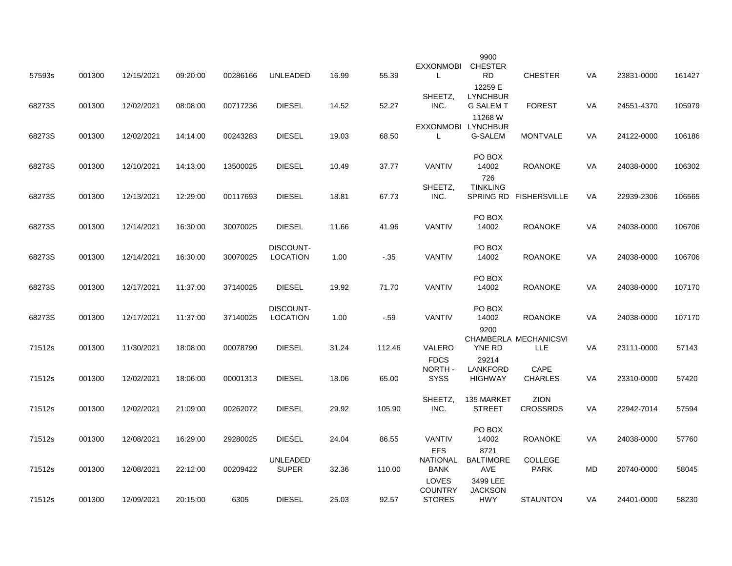| | | | | | | | | | | | | | |
|---|---|---|---|---|---|---|---|---|---|---|---|---|---|
| 57593s | 001300 | 12/15/2021 | 09:20:00 | 00286166 | UNLEADED | 16.99 | 55.39 | EXXONMOBIL | 9900 CHESTER RD | CHESTER | VA | 23831-0000 | 161427 |
| 68273S | 001300 | 12/02/2021 | 08:08:00 | 00717236 | DIESEL | 14.52 | 52.27 | SHEETZ, INC. | 12259 E LYNCHBURG SALEM T | FOREST | VA | 24551-4370 | 105979 |
| 68273S | 001300 | 12/02/2021 | 14:14:00 | 00243283 | DIESEL | 19.03 | 68.50 | EXXONMOBIL | 11268 W LYNCHBURG-SALEM | MONTVALE | VA | 24122-0000 | 106186 |
| 68273S | 001300 | 12/10/2021 | 14:13:00 | 13500025 | DIESEL | 10.49 | 37.77 | VANTIV | PO BOX 14002 | ROANOKE | VA | 24038-0000 | 106302 |
| 68273S | 001300 | 12/13/2021 | 12:29:00 | 00117693 | DIESEL | 18.81 | 67.73 | SHEETZ, INC. | 726 TINKLING SPRING RD | FISHERSVILLE | VA | 22939-2306 | 106565 |
| 68273S | 001300 | 12/14/2021 | 16:30:00 | 30070025 | DIESEL | 11.66 | 41.96 | VANTIV | PO BOX 14002 | ROANOKE | VA | 24038-0000 | 106706 |
| 68273S | 001300 | 12/14/2021 | 16:30:00 | 30070025 | DISCOUNT-LOCATION | 1.00 | -.35 | VANTIV | PO BOX 14002 | ROANOKE | VA | 24038-0000 | 106706 |
| 68273S | 001300 | 12/17/2021 | 11:37:00 | 37140025 | DIESEL | 19.92 | 71.70 | VANTIV | PO BOX 14002 | ROANOKE | VA | 24038-0000 | 107170 |
| 68273S | 001300 | 12/17/2021 | 11:37:00 | 37140025 | DISCOUNT-LOCATION | 1.00 | -.59 | VANTIV | PO BOX 14002 | ROANOKE | VA | 24038-0000 | 107170 |
| 71512s | 001300 | 11/30/2021 | 18:08:00 | 00078790 | DIESEL | 31.24 | 112.46 | VALERO | 9200 CHAMBERLAYNE RD | MECHANICSVILLE | VA | 23111-0000 | 57143 |
| 71512s | 001300 | 12/02/2021 | 18:06:00 | 00001313 | DIESEL | 18.06 | 65.00 | FDCS NORTH - SYSS | 29214 LANKFORD HIGHWAY | CAPE CHARLES | VA | 23310-0000 | 57420 |
| 71512s | 001300 | 12/02/2021 | 21:09:00 | 00262072 | DIESEL | 29.92 | 105.90 | SHEETZ, INC. | 135 MARKET STREET | ZION CROSSRDS | VA | 22942-7014 | 57594 |
| 71512s | 001300 | 12/08/2021 | 16:29:00 | 29280025 | DIESEL | 24.04 | 86.55 | VANTIV | PO BOX 14002 | ROANOKE | VA | 24038-0000 | 57760 |
| 71512s | 001300 | 12/08/2021 | 22:12:00 | 00209422 | UNLEADED SUPER | 32.36 | 110.00 | EFS NATIONAL BANK | 8721 BALTIMORE AVE | COLLEGE PARK | MD | 20740-0000 | 58045 |
| 71512s | 001300 | 12/09/2021 | 20:15:00 | 6305 | DIESEL | 25.03 | 92.57 | LOVES COUNTRY STORES | 3499 LEE JACKSON HWY | STAUNTON | VA | 24401-0000 | 58230 |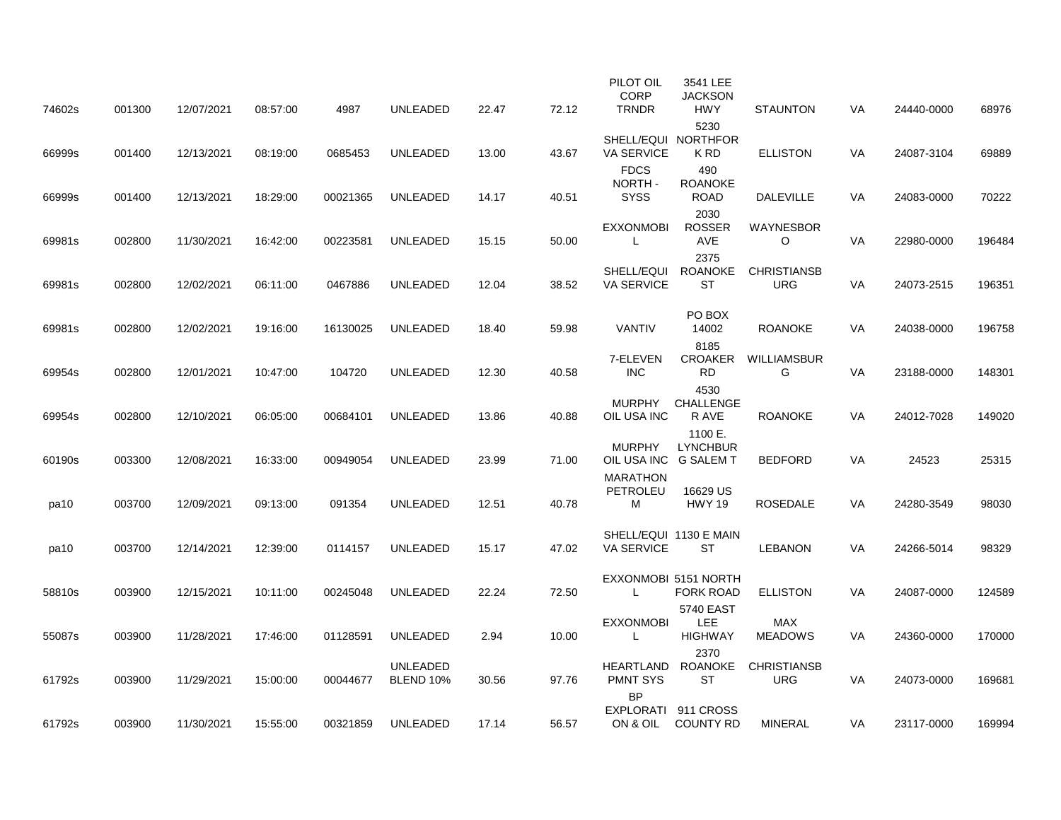| | | | | | | | | | | | | | |
|---|---|---|---|---|---|---|---|---|---|---|---|---|---|
| 74602s | 001300 | 12/07/2021 | 08:57:00 | 4987 | UNLEADED | 22.47 | 72.12 | PILOT OIL CORP TRNDR | 3541 LEE JACKSON HWY | STAUNTON | VA | 24440-0000 | 68976 |
| 66999s | 001400 | 12/13/2021 | 08:19:00 | 0685453 | UNLEADED | 13.00 | 43.67 | SHELL/EQUIVA SERVICE | 5230 NORTHFORK RD | ELLISTON | VA | 24087-3104 | 69889 |
| 66999s | 001400 | 12/13/2021 | 18:29:00 | 00021365 | UNLEADED | 14.17 | 40.51 | FDCS NORTH - SYSS | 490 ROANOKE ROAD | DALEVILLE | VA | 24083-0000 | 70222 |
| 69981s | 002800 | 11/30/2021 | 16:42:00 | 00223581 | UNLEADED | 15.15 | 50.00 | EXXONMOBIL | 2030 ROSSER AVE | WAYNESBORO | VA | 22980-0000 | 196484 |
| 69981s | 002800 | 12/02/2021 | 06:11:00 | 0467886 | UNLEADED | 12.04 | 38.52 | SHELL/EQUIVA SERVICE | 2375 ROANOKE ST | CHRISTIANSBURG | VA | 24073-2515 | 196351 |
| 69981s | 002800 | 12/02/2021 | 19:16:00 | 16130025 | UNLEADED | 18.40 | 59.98 | VANTIV | PO BOX 14002 | ROANOKE | VA | 24038-0000 | 196758 |
| 69954s | 002800 | 12/01/2021 | 10:47:00 | 104720 | UNLEADED | 12.30 | 40.58 | 7-ELEVEN INC | 8185 CROAKER RD | WILLIAMSBURG | VA | 23188-0000 | 148301 |
| 69954s | 002800 | 12/10/2021 | 06:05:00 | 00684101 | UNLEADED | 13.86 | 40.88 | MURPHY OIL USA INC | 4530 CHALLENGER AVE | ROANOKE | VA | 24012-7028 | 149020 |
| 60190s | 003300 | 12/08/2021 | 16:33:00 | 00949054 | UNLEADED | 23.99 | 71.00 | MURPHY OIL USA INC | 1100 E. LYNCHBURG SALEM T | BEDFORD | VA | 24523 | 25315 |
| pa10 | 003700 | 12/09/2021 | 09:13:00 | 091354 | UNLEADED | 12.51 | 40.78 | MARATHON PETROLEUM | 16629 US HWY 19 | ROSEDALE | VA | 24280-3549 | 98030 |
| pa10 | 003700 | 12/14/2021 | 12:39:00 | 0114157 | UNLEADED | 15.17 | 47.02 | SHELL/EQUIVA SERVICE | 1130 E MAIN ST | LEBANON | VA | 24266-5014 | 98329 |
| 58810s | 003900 | 12/15/2021 | 10:11:00 | 00245048 | UNLEADED | 22.24 | 72.50 | EXXONMOBIL | 5151 NORTH FORK ROAD | ELLISTON | VA | 24087-0000 | 124589 |
| 55087s | 003900 | 11/28/2021 | 17:46:00 | 01128591 | UNLEADED | 2.94 | 10.00 | EXXONMOBIL | 5740 EAST LEE HIGHWAY | MAX MEADOWS | VA | 24360-0000 | 170000 |
| 61792s | 003900 | 11/29/2021 | 15:00:00 | 00044677 | UNLEADED BLEND 10% | 30.56 | 97.76 | HEARTLAND PMNT SYS | 2370 ROANOKE ST | CHRISTIANSBURG | VA | 24073-0000 | 169681 |
| 61792s | 003900 | 11/30/2021 | 15:55:00 | 00321859 | UNLEADED | 17.14 | 56.57 | BP EXPLORATION & OIL | 911 CROSS COUNTY RD | MINERAL | VA | 23117-0000 | 169994 |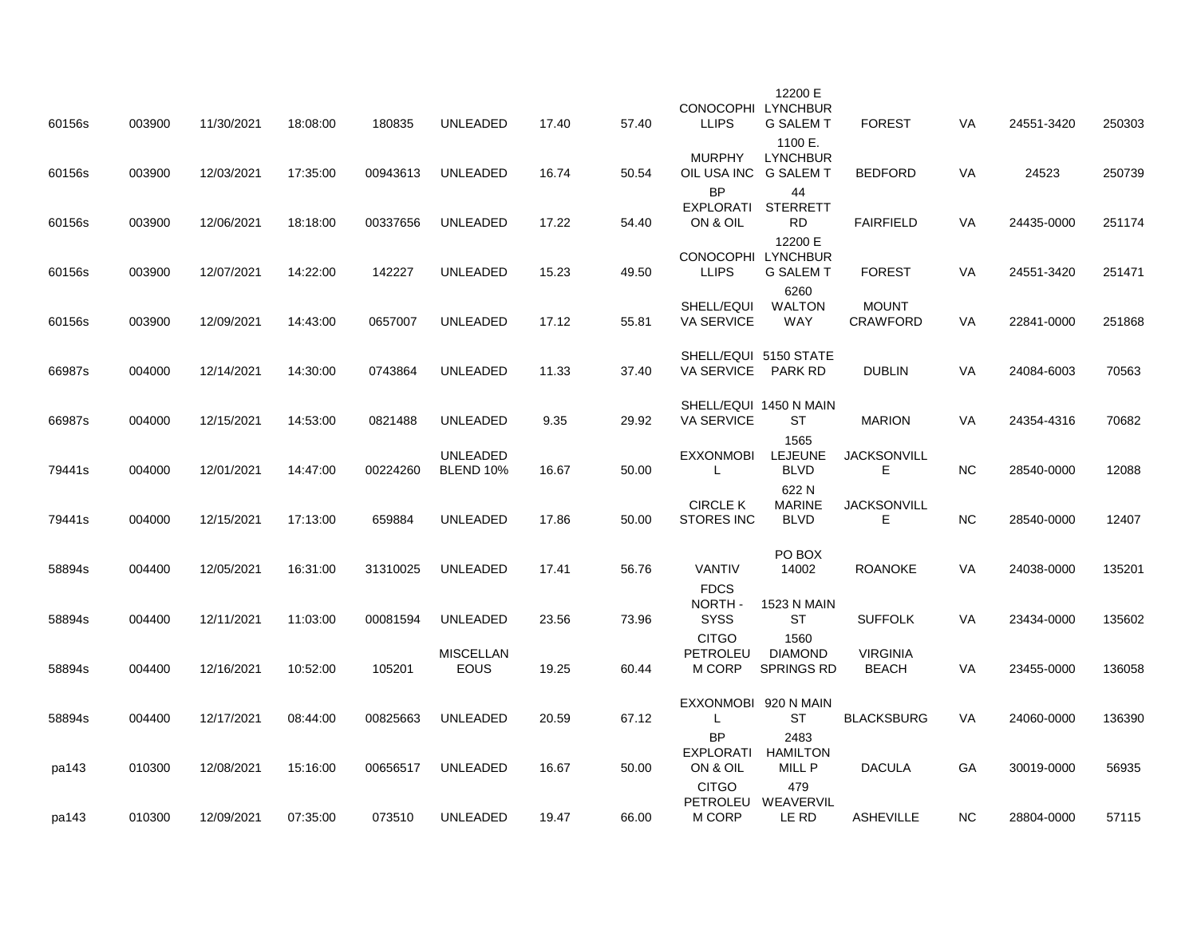| | | | | | | | | | | | | | |
|---|---|---|---|---|---|---|---|---|---|---|---|---|---|
| 60156s | 003900 | 11/30/2021 | 18:08:00 | 180835 | UNLEADED | 17.40 | 57.40 | CONOCOPHILLIPS | 12200 E LYNCHBURG SALEM T | FOREST | VA | 24551-3420 | 250303 |
| 60156s | 003900 | 12/03/2021 | 17:35:00 | 00943613 | UNLEADED | 16.74 | 50.54 | MURPHY OIL USA INC | 1100 E. LYNCHBURG SALEM T | BEDFORD | VA | 24523 | 250739 |
| 60156s | 003900 | 12/06/2021 | 18:18:00 | 00337656 | UNLEADED | 17.22 | 54.40 | BP EXPLORATION & OIL | 44 STERRETT RD | FAIRFIELD | VA | 24435-0000 | 251174 |
| 60156s | 003900 | 12/07/2021 | 14:22:00 | 142227 | UNLEADED | 15.23 | 49.50 | CONOCOPHILLIPS | 12200 E LYNCHBURG SALEM T | FOREST | VA | 24551-3420 | 251471 |
| 60156s | 003900 | 12/09/2021 | 14:43:00 | 0657007 | UNLEADED | 17.12 | 55.81 | SHELL/EQUIVA SERVICE | 6260 WALTON WAY | MOUNT CRAWFORD | VA | 22841-0000 | 251868 |
| 66987s | 004000 | 12/14/2021 | 14:30:00 | 0743864 | UNLEADED | 11.33 | 37.40 | SHELL/EQUIVA SERVICE | 5150 STATE PARK RD | DUBLIN | VA | 24084-6003 | 70563 |
| 66987s | 004000 | 12/15/2021 | 14:53:00 | 0821488 | UNLEADED | 9.35 | 29.92 | SHELL/EQUIVA SERVICE | 1450 N MAIN ST | MARION | VA | 24354-4316 | 70682 |
| 79441s | 004000 | 12/01/2021 | 14:47:00 | 00224260 | UNLEADED BLEND 10% | 16.67 | 50.00 | EXXONMOBIL | 1565 LEJEUNE BLVD | JACKSONVILLE | NC | 28540-0000 | 12088 |
| 79441s | 004000 | 12/15/2021 | 17:13:00 | 659884 | UNLEADED | 17.86 | 50.00 | CIRCLE K STORES INC | 622 N MARINE BLVD | JACKSONVILLE | NC | 28540-0000 | 12407 |
| 58894s | 004400 | 12/05/2021 | 16:31:00 | 31310025 | UNLEADED | 17.41 | 56.76 | VANTIV | PO BOX 14002 | ROANOKE | VA | 24038-0000 | 135201 |
| 58894s | 004400 | 12/11/2021 | 11:03:00 | 00081594 | UNLEADED | 23.56 | 73.96 | FDCS NORTH - SYSS | 1523 N MAIN ST | SUFFOLK | VA | 23434-0000 | 135602 |
| 58894s | 004400 | 12/16/2021 | 10:52:00 | 105201 | MISCELLANEOUS | 19.25 | 60.44 | CITGO PETROLEUM CORP | 1560 DIAMOND SPRINGS RD | VIRGINIA BEACH | VA | 23455-0000 | 136058 |
| 58894s | 004400 | 12/17/2021 | 08:44:00 | 00825663 | UNLEADED | 20.59 | 67.12 | EXXONMOBIL | 920 N MAIN ST | BLACKSBURG | VA | 24060-0000 | 136390 |
| pa143 | 010300 | 12/08/2021 | 15:16:00 | 00656517 | UNLEADED | 16.67 | 50.00 | BP EXPLORATION & OIL | 2483 HAMILTON MILL P | DACULA | GA | 30019-0000 | 56935 |
| pa143 | 010300 | 12/09/2021 | 07:35:00 | 073510 | UNLEADED | 19.47 | 66.00 | CITGO PETROLEUM CORP | 479 WEAVERVILLE RD | ASHEVILLE | NC | 28804-0000 | 57115 |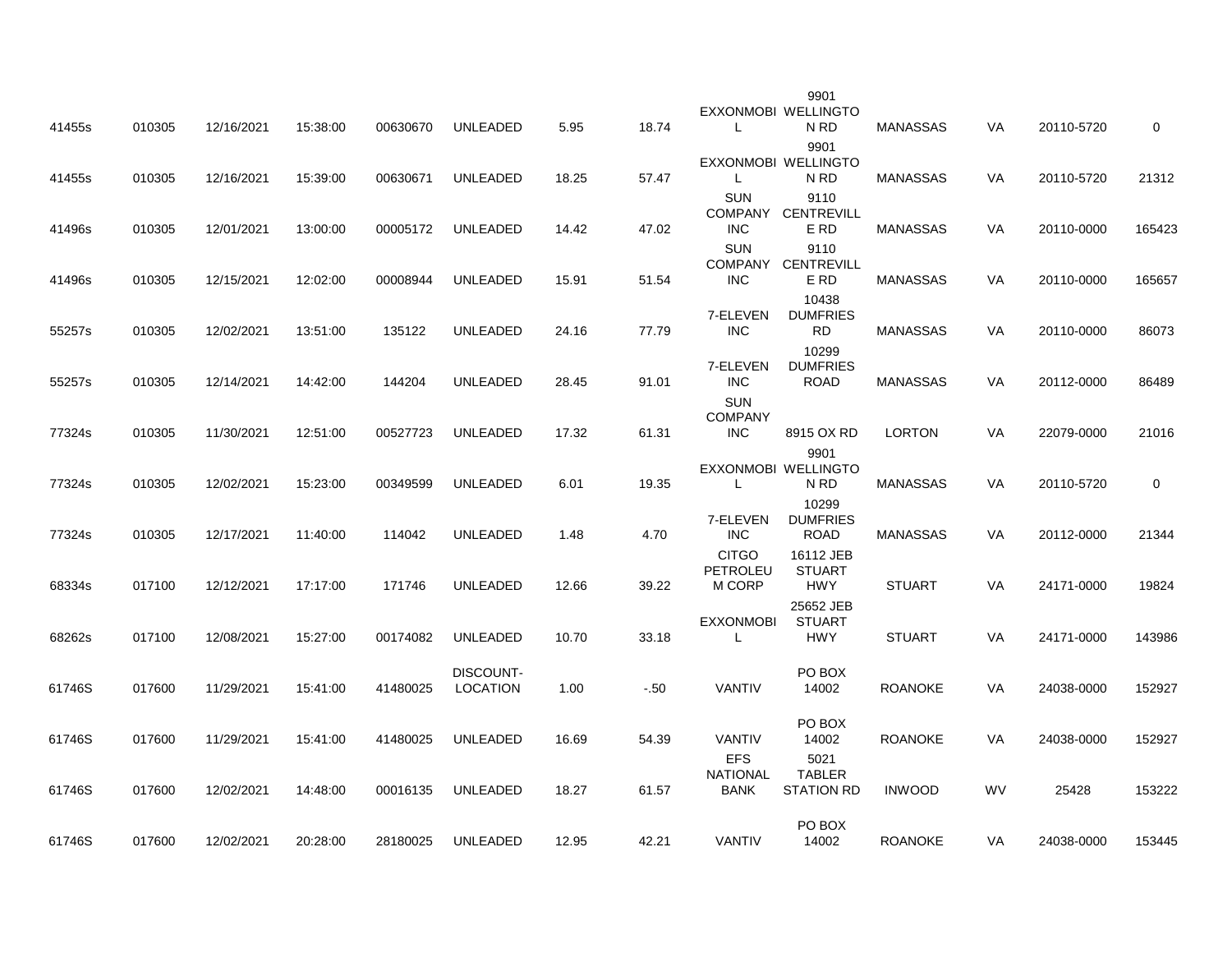| | | | | | | | | | | | | | |
|---|---|---|---|---|---|---|---|---|---|---|---|---|---|
| 41455s | 010305 | 12/16/2021 | 15:38:00 | 00630670 | UNLEADED | 5.95 | 18.74 | EXXONMOBIL | 9901 WELLINGTON RD | MANASSAS | VA | 20110-5720 | 0 |
| 41455s | 010305 | 12/16/2021 | 15:39:00 | 00630671 | UNLEADED | 18.25 | 57.47 | EXXONMOBIL | 9901 WELLINGTON RD | MANASSAS | VA | 20110-5720 | 21312 |
| 41496s | 010305 | 12/01/2021 | 13:00:00 | 00005172 | UNLEADED | 14.42 | 47.02 | SUN COMPANY INC | 9110 CENTREVILLE RD | MANASSAS | VA | 20110-0000 | 165423 |
| 41496s | 010305 | 12/15/2021 | 12:02:00 | 00008944 | UNLEADED | 15.91 | 51.54 | SUN COMPANY INC | 9110 CENTREVILLE RD | MANASSAS | VA | 20110-0000 | 165657 |
| 55257s | 010305 | 12/02/2021 | 13:51:00 | 135122 | UNLEADED | 24.16 | 77.79 | 7-ELEVEN INC | 10438 DUMFRIES RD | MANASSAS | VA | 20110-0000 | 86073 |
| 55257s | 010305 | 12/14/2021 | 14:42:00 | 144204 | UNLEADED | 28.45 | 91.01 | 7-ELEVEN INC | 10299 DUMFRIES ROAD | MANASSAS | VA | 20112-0000 | 86489 |
| 77324s | 010305 | 11/30/2021 | 12:51:00 | 00527723 | UNLEADED | 17.32 | 61.31 | SUN COMPANY INC | 8915 OX RD | LORTON | VA | 22079-0000 | 21016 |
| 77324s | 010305 | 12/02/2021 | 15:23:00 | 00349599 | UNLEADED | 6.01 | 19.35 | EXXONMOBIL | 9901 WELLINGTON RD | MANASSAS | VA | 20110-5720 | 0 |
| 77324s | 010305 | 12/17/2021 | 11:40:00 | 114042 | UNLEADED | 1.48 | 4.70 | 7-ELEVEN INC | 10299 DUMFRIES ROAD | MANASSAS | VA | 20112-0000 | 21344 |
| 68334s | 017100 | 12/12/2021 | 17:17:00 | 171746 | UNLEADED | 12.66 | 39.22 | CITGO PETROLEUM CORP | 16112 JEB STUART HWY | STUART | VA | 24171-0000 | 19824 |
| 68262s | 017100 | 12/08/2021 | 15:27:00 | 00174082 | UNLEADED | 10.70 | 33.18 | EXXONMOBIL | 25652 JEB STUART HWY | STUART | VA | 24171-0000 | 143986 |
| 61746S | 017600 | 11/29/2021 | 15:41:00 | 41480025 | DISCOUNT-LOCATION | 1.00 | -.50 | VANTIV | PO BOX 14002 | ROANOKE | VA | 24038-0000 | 152927 |
| 61746S | 017600 | 11/29/2021 | 15:41:00 | 41480025 | UNLEADED | 16.69 | 54.39 | VANTIV | PO BOX 14002 | ROANOKE | VA | 24038-0000 | 152927 |
| 61746S | 017600 | 12/02/2021 | 14:48:00 | 00016135 | UNLEADED | 18.27 | 61.57 | EFS NATIONAL BANK | 5021 TABLER STATION RD | INWOOD | WV | 25428 | 153222 |
| 61746S | 017600 | 12/02/2021 | 20:28:00 | 28180025 | UNLEADED | 12.95 | 42.21 | VANTIV | PO BOX 14002 | ROANOKE | VA | 24038-0000 | 153445 |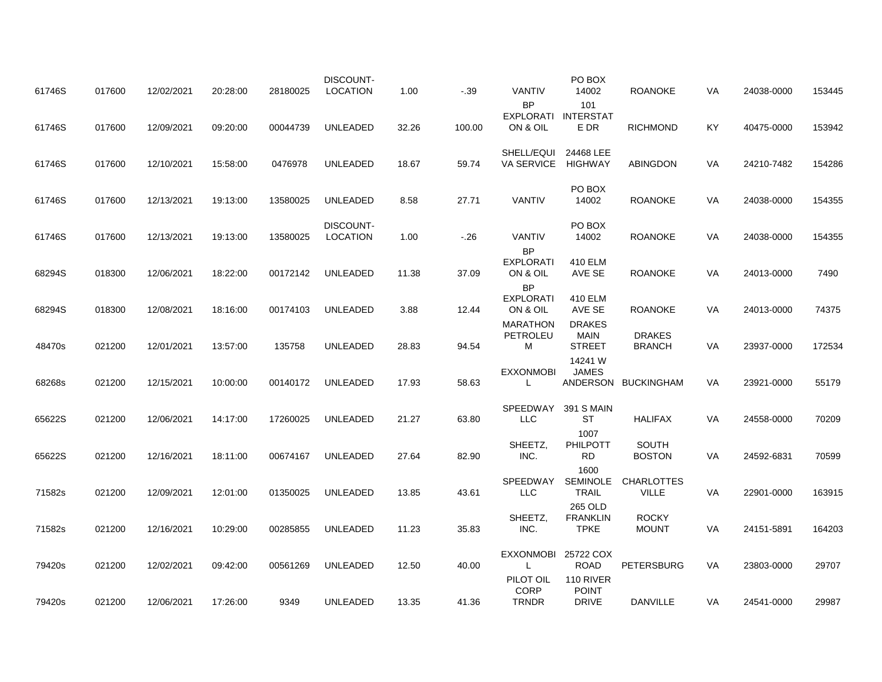| | | | | | | | | | | | | | |
|---|---|---|---|---|---|---|---|---|---|---|---|---|---|
| 61746S | 017600 | 12/02/2021 | 20:28:00 | 28180025 | DISCOUNT-LOCATION | 1.00 | -.39 | VANTIV | PO BOX 14002 | ROANOKE | VA | 24038-0000 | 153445 |
| 61746S | 017600 | 12/09/2021 | 09:20:00 | 00044739 | UNLEADED | 32.26 | 100.00 | BP EXPLORATION & OIL | 101 INTERSTATE DR | RICHMOND | KY | 40475-0000 | 153942 |
| 61746S | 017600 | 12/10/2021 | 15:58:00 | 0476978 | UNLEADED | 18.67 | 59.74 | SHELL/EQUIVA SERVICE | 24468 LEE HIGHWAY | ABINGDON | VA | 24210-7482 | 154286 |
| 61746S | 017600 | 12/13/2021 | 19:13:00 | 13580025 | UNLEADED | 8.58 | 27.71 | VANTIV | PO BOX 14002 | ROANOKE | VA | 24038-0000 | 154355 |
| 61746S | 017600 | 12/13/2021 | 19:13:00 | 13580025 | DISCOUNT-LOCATION | 1.00 | -.26 | VANTIV | PO BOX 14002 | ROANOKE | VA | 24038-0000 | 154355 |
| 68294S | 018300 | 12/06/2021 | 18:22:00 | 00172142 | UNLEADED | 11.38 | 37.09 | BP EXPLORATION & OIL | 410 ELM AVE SE | ROANOKE | VA | 24013-0000 | 7490 |
| 68294S | 018300 | 12/08/2021 | 18:16:00 | 00174103 | UNLEADED | 3.88 | 12.44 | BP EXPLORATION & OIL | 410 ELM AVE SE | ROANOKE | VA | 24013-0000 | 74375 |
| 48470s | 021200 | 12/01/2021 | 13:57:00 | 135758 | UNLEADED | 28.83 | 94.54 | MARATHON PETROLEUM | DRAKES MAIN STREET | DRAKES BRANCH | VA | 23937-0000 | 172534 |
| 68268s | 021200 | 12/15/2021 | 10:00:00 | 00140172 | UNLEADED | 17.93 | 58.63 | EXXONMOBIL | 14241 W JAMES ANDERSON | BUCKINGHAM | VA | 23921-0000 | 55179 |
| 65622S | 021200 | 12/06/2021 | 14:17:00 | 17260025 | UNLEADED | 21.27 | 63.80 | SPEEDWAY LLC | 391 S MAIN ST | HALIFAX | VA | 24558-0000 | 70209 |
| 65622S | 021200 | 12/16/2021 | 18:11:00 | 00674167 | UNLEADED | 27.64 | 82.90 | SHEETZ, INC. | 1007 PHILPOTT RD | SOUTH BOSTON | VA | 24592-6831 | 70599 |
| 71582s | 021200 | 12/09/2021 | 12:01:00 | 01350025 | UNLEADED | 13.85 | 43.61 | SPEEDWAY LLC | 1600 SEMINOLE TRAIL | CHARLOTTESVILLE | VA | 22901-0000 | 163915 |
| 71582s | 021200 | 12/16/2021 | 10:29:00 | 00285855 | UNLEADED | 11.23 | 35.83 | SHEETZ, INC. | 265 OLD FRANKLIN TPKE | ROCKY MOUNT | VA | 24151-5891 | 164203 |
| 79420s | 021200 | 12/02/2021 | 09:42:00 | 00561269 | UNLEADED | 12.50 | 40.00 | EXXONMOBIL | 25722 COX ROAD | PETERSBURG | VA | 23803-0000 | 29707 |
| 79420s | 021200 | 12/06/2021 | 17:26:00 | 9349 | UNLEADED | 13.35 | 41.36 | PILOT OIL CORP TRNDR | 110 RIVER POINT DRIVE | DANVILLE | VA | 24541-0000 | 29987 |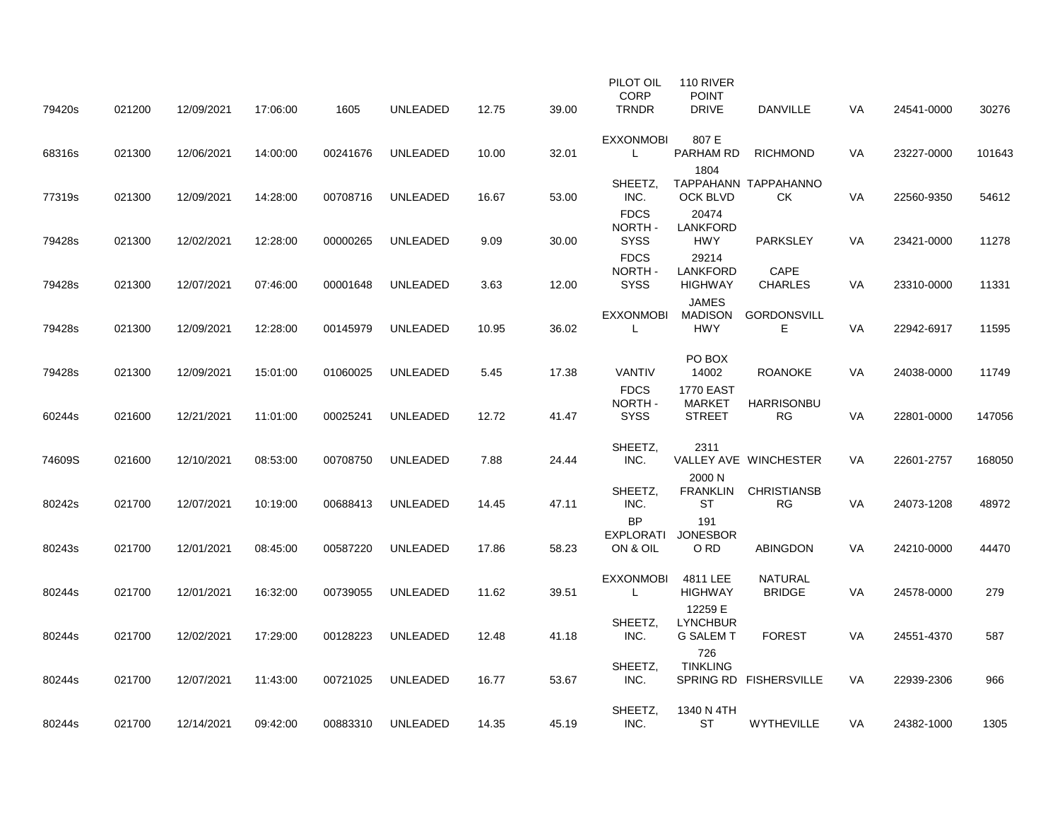| | | | | | | | | | | | | | |
|---|---|---|---|---|---|---|---|---|---|---|---|---|---|
| 79420s | 021200 | 12/09/2021 | 17:06:00 | 1605 | UNLEADED | 12.75 | 39.00 | PILOT OIL CORP TRNDR | 110 RIVER POINT DRIVE | DANVILLE | VA | 24541-0000 | 30276 |
| 68316s | 021300 | 12/06/2021 | 14:00:00 | 00241676 | UNLEADED | 10.00 | 32.01 | EXXONMOBIL | 807 E PARHAM RD | RICHMOND | VA | 23227-0000 | 101643 |
| 77319s | 021300 | 12/09/2021 | 14:28:00 | 00708716 | UNLEADED | 16.67 | 53.00 | SHEETZ, INC. | 1804 TAPPAHANNOCK BLVD | TAPPAHANNOCK | VA | 22560-9350 | 54612 |
| 79428s | 021300 | 12/02/2021 | 12:28:00 | 00000265 | UNLEADED | 9.09 | 30.00 | FDCS NORTH - SYSS | 20474 LANKFORD HWY | PARKSLEY | VA | 23421-0000 | 11278 |
| 79428s | 021300 | 12/07/2021 | 07:46:00 | 00001648 | UNLEADED | 3.63 | 12.00 | FDCS NORTH - SYSS | 29214 LANKFORD HIGHWAY | CAPE CHARLES | VA | 23310-0000 | 11331 |
| 79428s | 021300 | 12/09/2021 | 12:28:00 | 00145979 | UNLEADED | 10.95 | 36.02 | EXXONMOBIL | JAMES MADISON HWY | GORDONSVILLE | VA | 22942-6917 | 11595 |
| 79428s | 021300 | 12/09/2021 | 15:01:00 | 01060025 | UNLEADED | 5.45 | 17.38 | VANTIV | PO BOX 14002 | ROANOKE | VA | 24038-0000 | 11749 |
| 60244s | 021600 | 12/21/2021 | 11:01:00 | 00025241 | UNLEADED | 12.72 | 41.47 | FDCS NORTH - SYSS | 1770 EAST MARKET STREET | HARRISONBURG | VA | 22801-0000 | 147056 |
| 74609S | 021600 | 12/10/2021 | 08:53:00 | 00708750 | UNLEADED | 7.88 | 24.44 | SHEETZ, INC. | 2311 VALLEY AVE | WINCHESTER | VA | 22601-2757 | 168050 |
| 80242s | 021700 | 12/07/2021 | 10:19:00 | 00688413 | UNLEADED | 14.45 | 47.11 | SHEETZ, INC. | 2000 N FRANKLIN ST | CHRISTIANSBURG | VA | 24073-1208 | 48972 |
| 80243s | 021700 | 12/01/2021 | 08:45:00 | 00587220 | UNLEADED | 17.86 | 58.23 | BP EXPLORATION & OIL | 191 JONESBORO RD | ABINGDON | VA | 24210-0000 | 44470 |
| 80244s | 021700 | 12/01/2021 | 16:32:00 | 00739055 | UNLEADED | 11.62 | 39.51 | EXXONMOBIL | 4811 LEE HIGHWAY | NATURAL BRIDGE | VA | 24578-0000 | 279 |
| 80244s | 021700 | 12/02/2021 | 17:29:00 | 00128223 | UNLEADED | 12.48 | 41.18 | SHEETZ, INC. | 12259 E LYNCHBURG SALEM T | FOREST | VA | 24551-4370 | 587 |
| 80244s | 021700 | 12/07/2021 | 11:43:00 | 00721025 | UNLEADED | 16.77 | 53.67 | SHEETZ, INC. | 726 TINKLING SPRING RD | FISHERSVILLE | VA | 22939-2306 | 966 |
| 80244s | 021700 | 12/14/2021 | 09:42:00 | 00883310 | UNLEADED | 14.35 | 45.19 | SHEETZ, INC. | 1340 N 4TH ST | WYTHEVILLE | VA | 24382-1000 | 1305 |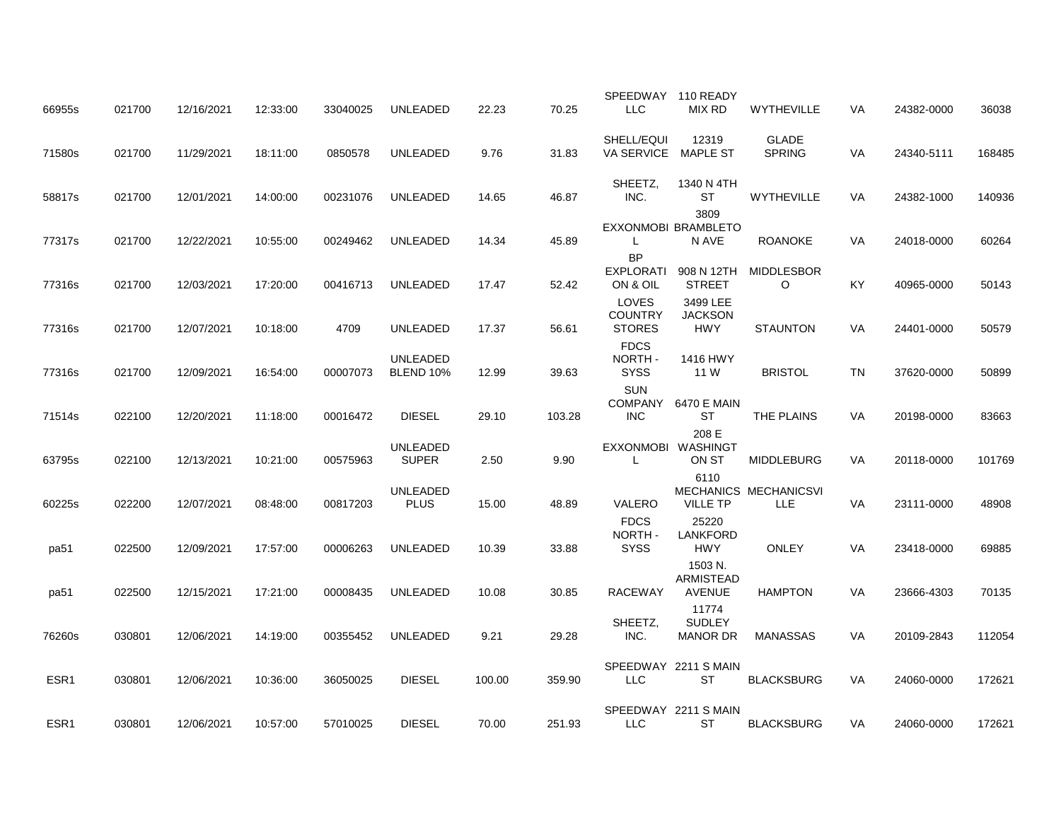| | | | | | | | | | | | | | |
|---|---|---|---|---|---|---|---|---|---|---|---|---|---|
| 66955s | 021700 | 12/16/2021 | 12:33:00 | 33040025 | UNLEADED | 22.23 | 70.25 | SPEEDWAY LLC | 110 READY MIX RD | WYTHEVILLE | VA | 24382-0000 | 36038 |
| 71580s | 021700 | 11/29/2021 | 18:11:00 | 0850578 | UNLEADED | 9.76 | 31.83 | SHELL/EQUIVA SERVICE | 12319 MAPLE ST | GLADE SPRING | VA | 24340-5111 | 168485 |
| 58817s | 021700 | 12/01/2021 | 14:00:00 | 00231076 | UNLEADED | 14.65 | 46.87 | SHEETZ, INC. | 1340 N 4TH ST | WYTHEVILLE | VA | 24382-1000 | 140936 |
| 77317s | 021700 | 12/22/2021 | 10:55:00 | 00249462 | UNLEADED | 14.34 | 45.89 | EXXONMOBIL | 3809 BRAMBLETON AVE | ROANOKE | VA | 24018-0000 | 60264 |
| 77316s | 021700 | 12/03/2021 | 17:20:00 | 00416713 | UNLEADED | 17.47 | 52.42 | BP EXPLORATION & OIL | 908 N 12TH STREET | MIDDLESBORO | KY | 40965-0000 | 50143 |
| 77316s | 021700 | 12/07/2021 | 10:18:00 | 4709 | UNLEADED | 17.37 | 56.61 | LOVES COUNTRY STORES | 3499 LEE JACKSON HWY | STAUNTON | VA | 24401-0000 | 50579 |
| 77316s | 021700 | 12/09/2021 | 16:54:00 | 00007073 | UNLEADED BLEND 10% | 12.99 | 39.63 | FDCS NORTH - SYSS | 1416 HWY 11 W | BRISTOL | TN | 37620-0000 | 50899 |
| 71514s | 022100 | 12/20/2021 | 11:18:00 | 00016472 | DIESEL | 29.10 | 103.28 | SUN COMPANY INC | 6470 E MAIN ST | THE PLAINS | VA | 20198-0000 | 83663 |
| 63795s | 022100 | 12/13/2021 | 10:21:00 | 00575963 | UNLEADED SUPER | 2.50 | 9.90 | EXXONMOBIL | 208 E WASHINGTON ST | MIDDLEBURG | VA | 20118-0000 | 101769 |
| 60225s | 022200 | 12/07/2021 | 08:48:00 | 00817203 | UNLEADED PLUS | 15.00 | 48.89 | VALERO | 6110 MECHANICSVILLE TP | MECHANICSVILLE | VA | 23111-0000 | 48908 |
| pa51 | 022500 | 12/09/2021 | 17:57:00 | 00006263 | UNLEADED | 10.39 | 33.88 | FDCS NORTH - SYSS | 25220 LANKFORD HWY | ONLEY | VA | 23418-0000 | 69885 |
| pa51 | 022500 | 12/15/2021 | 17:21:00 | 00008435 | UNLEADED | 10.08 | 30.85 | RACEWAY | 1503 N. ARMISTEAD AVENUE | HAMPTON | VA | 23666-4303 | 70135 |
| 76260s | 030801 | 12/06/2021 | 14:19:00 | 00355452 | UNLEADED | 9.21 | 29.28 | SHEETZ, INC. | 11774 SUDLEY MANOR DR | MANASSAS | VA | 20109-2843 | 112054 |
| ESR1 | 030801 | 12/06/2021 | 10:36:00 | 36050025 | DIESEL | 100.00 | 359.90 | SPEEDWAY LLC | 2211 S MAIN ST | BLACKSBURG | VA | 24060-0000 | 172621 |
| ESR1 | 030801 | 12/06/2021 | 10:57:00 | 57010025 | DIESEL | 70.00 | 251.93 | SPEEDWAY LLC | 2211 S MAIN ST | BLACKSBURG | VA | 24060-0000 | 172621 |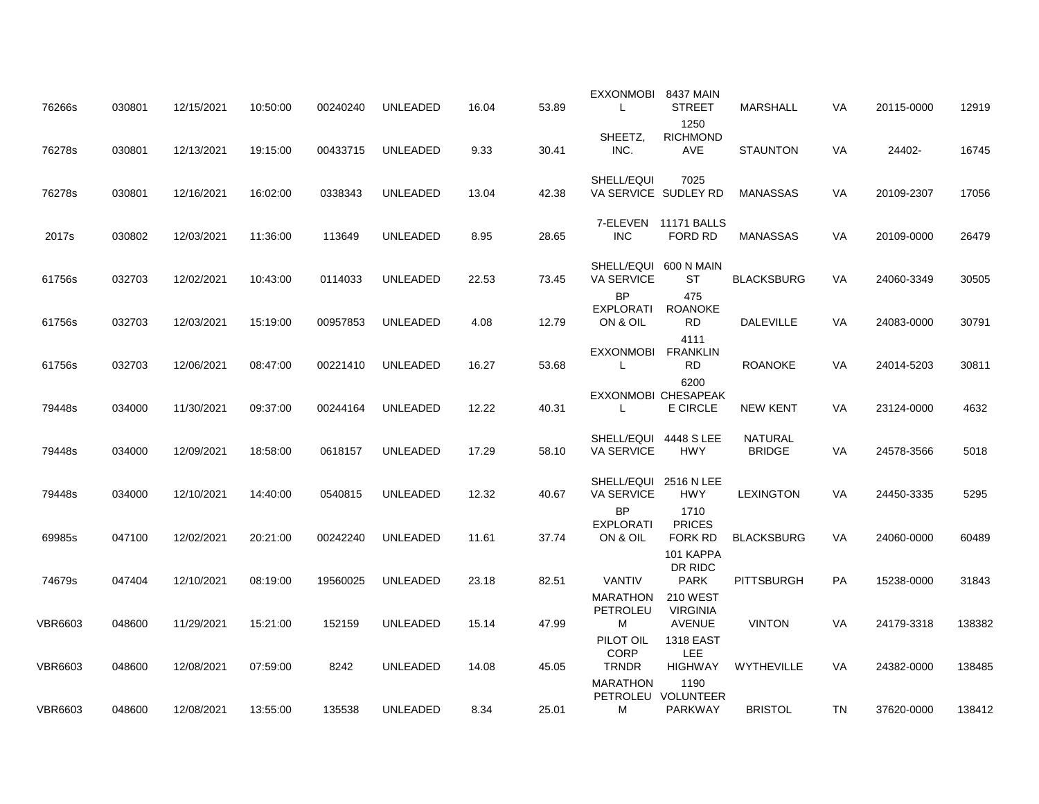| | | | | | | | | | | | | | |
|---|---|---|---|---|---|---|---|---|---|---|---|---|---|
| 76266s | 030801 | 12/15/2021 | 10:50:00 | 00240240 | UNLEADED | 16.04 | 53.89 | EXXONMOBIL | 8437 MAIN STREET | MARSHALL | VA | 20115-0000 | 12919 |
| 76278s | 030801 | 12/13/2021 | 19:15:00 | 00433715 | UNLEADED | 9.33 | 30.41 | SHEETZ, INC. | 1250 RICHMOND AVE | STAUNTON | VA | 24402- | 16745 |
| 76278s | 030801 | 12/16/2021 | 16:02:00 | 0338343 | UNLEADED | 13.04 | 42.38 | SHELL/EQUIVA SERVICE | 7025 SUDLEY RD | MANASSAS | VA | 20109-2307 | 17056 |
| 2017s | 030802 | 12/03/2021 | 11:36:00 | 113649 | UNLEADED | 8.95 | 28.65 | 7-ELEVEN INC | 11171 BALLS FORD RD | MANASSAS | VA | 20109-0000 | 26479 |
| 61756s | 032703 | 12/02/2021 | 10:43:00 | 0114033 | UNLEADED | 22.53 | 73.45 | SHELL/EQUIVA SERVICE | 600 N MAIN ST | BLACKSBURG | VA | 24060-3349 | 30505 |
| 61756s | 032703 | 12/03/2021 | 15:19:00 | 00957853 | UNLEADED | 4.08 | 12.79 | BP EXPLORATION & OIL | 475 ROANOKE RD | DALEVILLE | VA | 24083-0000 | 30791 |
| 61756s | 032703 | 12/06/2021 | 08:47:00 | 00221410 | UNLEADED | 16.27 | 53.68 | EXXONMOBIL | 4111 FRANKLIN RD | ROANOKE | VA | 24014-5203 | 30811 |
| 79448s | 034000 | 11/30/2021 | 09:37:00 | 00244164 | UNLEADED | 12.22 | 40.31 | EXXONMOBIL | 6200 CHESAPEAKE CIRCLE | NEW KENT | VA | 23124-0000 | 4632 |
| 79448s | 034000 | 12/09/2021 | 18:58:00 | 0618157 | UNLEADED | 17.29 | 58.10 | SHELL/EQUIVA SERVICE | 4448 S LEE HWY | NATURAL BRIDGE | VA | 24578-3566 | 5018 |
| 79448s | 034000 | 12/10/2021 | 14:40:00 | 0540815 | UNLEADED | 12.32 | 40.67 | SHELL/EQUIVA SERVICE | 2516 N LEE HWY | LEXINGTON | VA | 24450-3335 | 5295 |
| 69985s | 047100 | 12/02/2021 | 20:21:00 | 00242240 | UNLEADED | 11.61 | 37.74 | BP EXPLORATION & OIL | 1710 PRICES FORK RD | BLACKSBURG | VA | 24060-0000 | 60489 |
| 74679s | 047404 | 12/10/2021 | 08:19:00 | 19560025 | UNLEADED | 23.18 | 82.51 | VANTIV | 101 KAPPA DR RIDC PARK | PITTSBURGH | PA | 15238-0000 | 31843 |
| VBR6603 | 048600 | 11/29/2021 | 15:21:00 | 152159 | UNLEADED | 15.14 | 47.99 | MARATHON PETROLEUM | 210 WEST VIRGINIA AVENUE | VINTON | VA | 24179-3318 | 138382 |
| VBR6603 | 048600 | 12/08/2021 | 07:59:00 | 8242 | UNLEADED | 14.08 | 45.05 | PILOT OIL CORP TRNDR | 1318 EAST LEE HIGHWAY | WYTHEVILLE | VA | 24382-0000 | 138485 |
| VBR6603 | 048600 | 12/08/2021 | 13:55:00 | 135538 | UNLEADED | 8.34 | 25.01 | MARATHON PETROLEUM | 1190 VOLUNTEER PARKWAY | BRISTOL | TN | 37620-0000 | 138412 |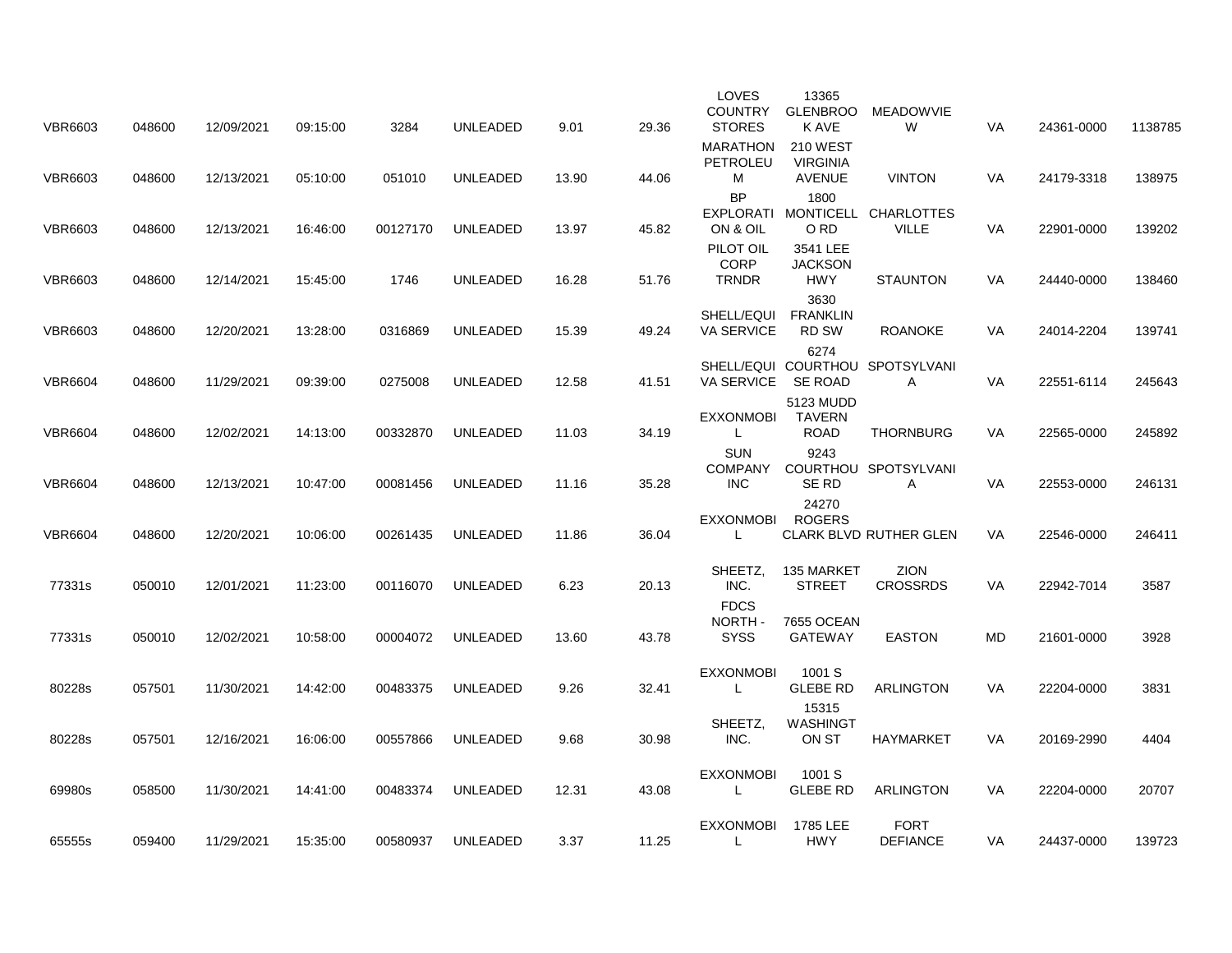| | | | | | | | | | | | | | |
|---|---|---|---|---|---|---|---|---|---|---|---|---|---|
| VBR6603 | 048600 | 12/09/2021 | 09:15:00 | 3284 | UNLEADED | 9.01 | 29.36 | LOVES COUNTRY STORES | 13365 GLENBROOK AVE | MEADOWVIEW | VA | 24361-0000 | 1138785 |
| VBR6603 | 048600 | 12/13/2021 | 05:10:00 | 051010 | UNLEADED | 13.90 | 44.06 | MARATHON PETROLEUM | 210 WEST VIRGINIA AVENUE | VINTON | VA | 24179-3318 | 138975 |
| VBR6603 | 048600 | 12/13/2021 | 16:46:00 | 00127170 | UNLEADED | 13.97 | 45.82 | BP EXPLORATION & OIL | 1800 MONTICELLO RD | CHARLOTTESVILLE | VA | 22901-0000 | 139202 |
| VBR6603 | 048600 | 12/14/2021 | 15:45:00 | 1746 | UNLEADED | 16.28 | 51.76 | PILOT OIL CORP TRNDR | 3541 LEE JACKSON HWY | STAUNTON | VA | 24440-0000 | 138460 |
| VBR6603 | 048600 | 12/20/2021 | 13:28:00 | 0316869 | UNLEADED | 15.39 | 49.24 | SHELL/EQUIVA SERVICE | 3630 FRANKLIN RD SW | ROANOKE | VA | 24014-2204 | 139741 |
| VBR6604 | 048600 | 11/29/2021 | 09:39:00 | 0275008 | UNLEADED | 12.58 | 41.51 | SHELL/EQUIVA SERVICE | 6274 COURTHOUSE ROAD | SPOTSYLVANIA | VA | 22551-6114 | 245643 |
| VBR6604 | 048600 | 12/02/2021 | 14:13:00 | 00332870 | UNLEADED | 11.03 | 34.19 | EXXONMOBIL | 5123 MUDD TAVERN ROAD | THORNBURG | VA | 22565-0000 | 245892 |
| VBR6604 | 048600 | 12/13/2021 | 10:47:00 | 00081456 | UNLEADED | 11.16 | 35.28 | SUN COMPANY INC | 9243 COURTHOUSE RD | SPOTSYLVANIA | VA | 22553-0000 | 246131 |
| VBR6604 | 048600 | 12/20/2021 | 10:06:00 | 00261435 | UNLEADED | 11.86 | 36.04 | EXXONMOBIL | 24270 ROGERS CLARK BLVD | RUTHER GLEN | VA | 22546-0000 | 246411 |
| 77331s | 050010 | 12/01/2021 | 11:23:00 | 00116070 | UNLEADED | 6.23 | 20.13 | SHEETZ, INC. | 135 MARKET STREET | ZION CROSSRDS | VA | 22942-7014 | 3587 |
| 77331s | 050010 | 12/02/2021 | 10:58:00 | 00004072 | UNLEADED | 13.60 | 43.78 | FDCS NORTH - SYSS | 7655 OCEAN GATEWAY | EASTON | MD | 21601-0000 | 3928 |
| 80228s | 057501 | 11/30/2021 | 14:42:00 | 00483375 | UNLEADED | 9.26 | 32.41 | EXXONMOBIL | 1001 S GLEBE RD | ARLINGTON | VA | 22204-0000 | 3831 |
| 80228s | 057501 | 12/16/2021 | 16:06:00 | 00557866 | UNLEADED | 9.68 | 30.98 | SHEETZ, INC. | 15315 WASHINGTON ST | HAYMARKET | VA | 20169-2990 | 4404 |
| 69980s | 058500 | 11/30/2021 | 14:41:00 | 00483374 | UNLEADED | 12.31 | 43.08 | EXXONMOBIL | 1001 S GLEBE RD | ARLINGTON | VA | 22204-0000 | 20707 |
| 65555s | 059400 | 11/29/2021 | 15:35:00 | 00580937 | UNLEADED | 3.37 | 11.25 | EXXONMOBIL | 1785 LEE HWY | FORT DEFIANCE | VA | 24437-0000 | 139723 |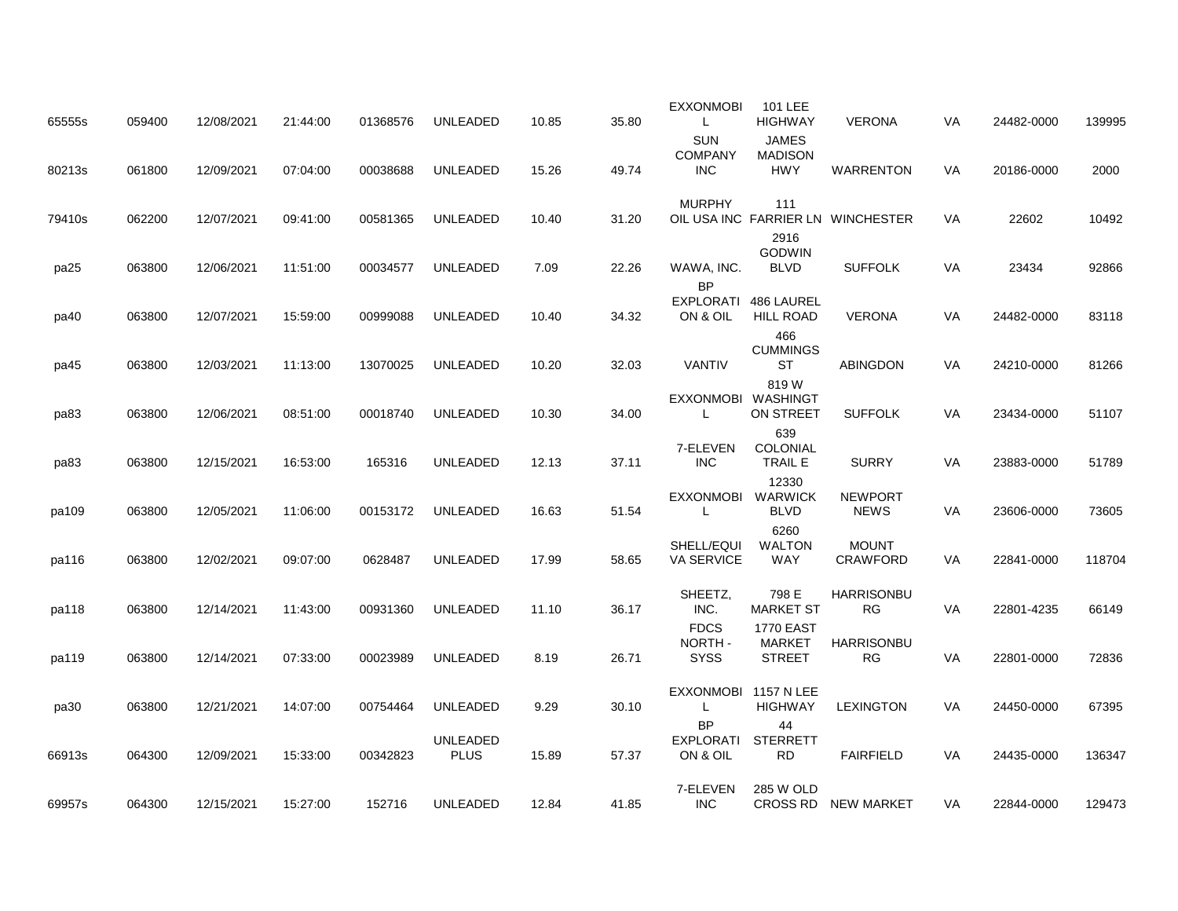| | | | | | | | | | | | | | |
|---|---|---|---|---|---|---|---|---|---|---|---|---|---|
| 65555s | 059400 | 12/08/2021 | 21:44:00 | 01368576 | UNLEADED | 10.85 | 35.80 | EXXONMOBIL | 101 LEE HIGHWAY | VERONA | VA | 24482-0000 | 139995 |
| 80213s | 061800 | 12/09/2021 | 07:04:00 | 00038688 | UNLEADED | 15.26 | 49.74 | SUN COMPANY INC | JAMES MADISON HWY | WARRENTON | VA | 20186-0000 | 2000 |
| 79410s | 062200 | 12/07/2021 | 09:41:00 | 00581365 | UNLEADED | 10.40 | 31.20 | MURPHY OIL USA INC | 111 FARRIER LN | WINCHESTER | VA | 22602 | 10492 |
| pa25 | 063800 | 12/06/2021 | 11:51:00 | 00034577 | UNLEADED | 7.09 | 22.26 | WAWA, INC. | 2916 GODWIN BLVD | SUFFOLK | VA | 23434 | 92866 |
| pa40 | 063800 | 12/07/2021 | 15:59:00 | 00999088 | UNLEADED | 10.40 | 34.32 | BP EXPLORATION & OIL | 486 LAUREL HILL ROAD | VERONA | VA | 24482-0000 | 83118 |
| pa45 | 063800 | 12/03/2021 | 11:13:00 | 13070025 | UNLEADED | 10.20 | 32.03 | VANTIV | 466 CUMMINGS ST | ABINGDON | VA | 24210-0000 | 81266 |
| pa83 | 063800 | 12/06/2021 | 08:51:00 | 00018740 | UNLEADED | 10.30 | 34.00 | EXXONMOBIL | 819 W WASHINGTON STREET | SUFFOLK | VA | 23434-0000 | 51107 |
| pa83 | 063800 | 12/15/2021 | 16:53:00 | 165316 | UNLEADED | 12.13 | 37.11 | 7-ELEVEN INC | 639 COLONIAL TRAIL E | SURRY | VA | 23883-0000 | 51789 |
| pa109 | 063800 | 12/05/2021 | 11:06:00 | 00153172 | UNLEADED | 16.63 | 51.54 | EXXONMOBIL | 12330 WARWICK BLVD | NEWPORT NEWS | VA | 23606-0000 | 73605 |
| pa116 | 063800 | 12/02/2021 | 09:07:00 | 0628487 | UNLEADED | 17.99 | 58.65 | SHELL/EQUIVA SERVICE | 6260 WALTON WAY | MOUNT CRAWFORD | VA | 22841-0000 | 118704 |
| pa118 | 063800 | 12/14/2021 | 11:43:00 | 00931360 | UNLEADED | 11.10 | 36.17 | SHEETZ, INC. | 798 E MARKET ST | HARRISONBURG | VA | 22801-4235 | 66149 |
| pa119 | 063800 | 12/14/2021 | 07:33:00 | 00023989 | UNLEADED | 8.19 | 26.71 | FDCS NORTH - SYSS | 1770 EAST MARKET STREET | HARRISONBURG | VA | 22801-0000 | 72836 |
| pa30 | 063800 | 12/21/2021 | 14:07:00 | 00754464 | UNLEADED | 9.29 | 30.10 | EXXONMOBIL | 1157 N LEE HIGHWAY | LEXINGTON | VA | 24450-0000 | 67395 |
| 66913s | 064300 | 12/09/2021 | 15:33:00 | 00342823 | UNLEADED PLUS | 15.89 | 57.37 | BP EXPLORATION & OIL | 44 STERRETT RD | FAIRFIELD | VA | 24435-0000 | 136347 |
| 69957s | 064300 | 12/15/2021 | 15:27:00 | 152716 | UNLEADED | 12.84 | 41.85 | 7-ELEVEN INC | 285 W OLD CROSS RD | NEW MARKET | VA | 22844-0000 | 129473 |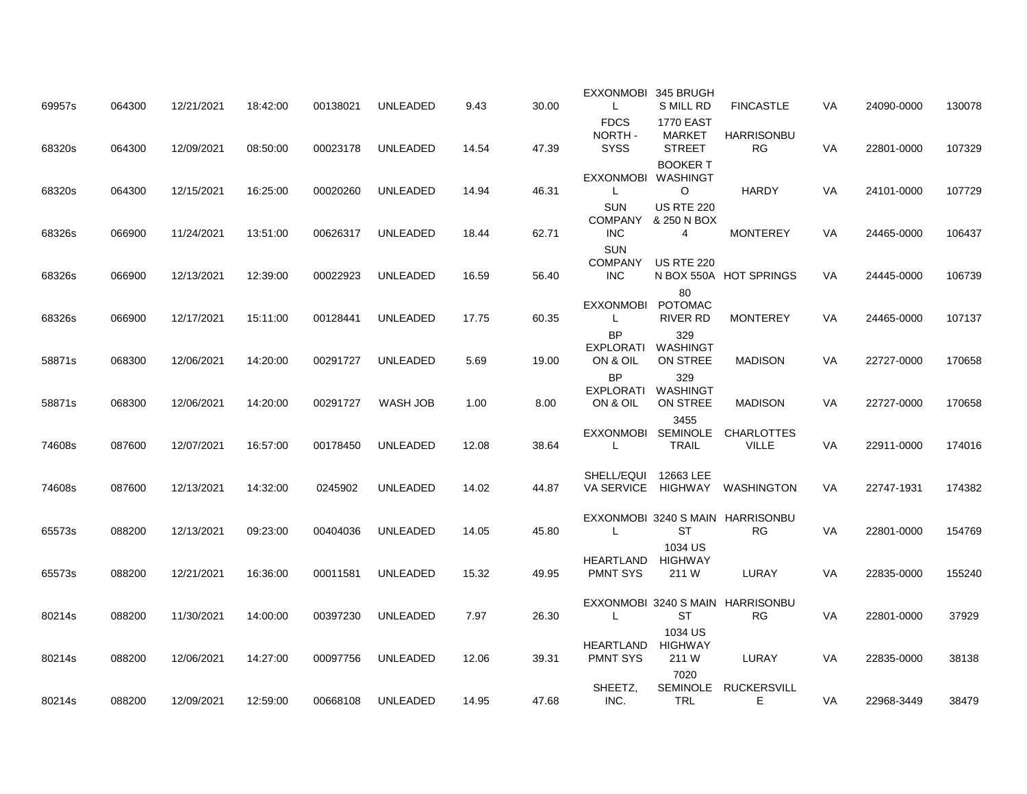| | | | | | | | | | | | | | |
|---|---|---|---|---|---|---|---|---|---|---|---|---|---|
| 69957s | 064300 | 12/21/2021 | 18:42:00 | 00138021 | UNLEADED | 9.43 | 30.00 | EXXONMOBIL | 345 BRUGHS MILL RD | FINCASTLE | VA | 24090-0000 | 130078 |
| 68320s | 064300 | 12/09/2021 | 08:50:00 | 00023178 | UNLEADED | 14.54 | 47.39 | FDCS NORTH - SYSS | 1770 EAST MARKET STREET | HARRISONBURG | VA | 22801-0000 | 107329 |
| 68320s | 064300 | 12/15/2021 | 16:25:00 | 00020260 | UNLEADED | 14.94 | 46.31 | EXXONMOBIL | BOOKER T WASHINGTO | HARDY | VA | 24101-0000 | 107729 |
| 68326s | 066900 | 11/24/2021 | 13:51:00 | 00626317 | UNLEADED | 18.44 | 62.71 | SUN COMPANY INC | US RTE 220 & 250 N BOX 4 | MONTEREY | VA | 24465-0000 | 106437 |
| 68326s | 066900 | 12/13/2021 | 12:39:00 | 00022923 | UNLEADED | 16.59 | 56.40 | SUN COMPANY INC | US RTE 220 N BOX 550A | HOT SPRINGS | VA | 24445-0000 | 106739 |
| 68326s | 066900 | 12/17/2021 | 15:11:00 | 00128441 | UNLEADED | 17.75 | 60.35 | EXXONMOBIL | 80 POTOMAC RIVER RD | MONTEREY | VA | 24465-0000 | 107137 |
| 58871s | 068300 | 12/06/2021 | 14:20:00 | 00291727 | UNLEADED | 5.69 | 19.00 | BP EXPLORATION & OIL | 329 WASHINGTON STREE | MADISON | VA | 22727-0000 | 170658 |
| 58871s | 068300 | 12/06/2021 | 14:20:00 | 00291727 | WASH JOB | 1.00 | 8.00 | BP EXPLORATION & OIL | 329 WASHINGTON STREE | MADISON | VA | 22727-0000 | 170658 |
| 74608s | 087600 | 12/07/2021 | 16:57:00 | 00178450 | UNLEADED | 12.08 | 38.64 | EXXONMOBIL | 3455 SEMINOLE TRAIL | CHARLOTTESVILLE | VA | 22911-0000 | 174016 |
| 74608s | 087600 | 12/13/2021 | 14:32:00 | 0245902 | UNLEADED | 14.02 | 44.87 | SHELL/EQUIVA SERVICE | 12663 LEE HIGHWAY | WASHINGTON | VA | 22747-1931 | 174382 |
| 65573s | 088200 | 12/13/2021 | 09:23:00 | 00404036 | UNLEADED | 14.05 | 45.80 | EXXONMOBIL | 3240 S MAIN ST | HARRISONBURG | VA | 22801-0000 | 154769 |
| 65573s | 088200 | 12/21/2021 | 16:36:00 | 00011581 | UNLEADED | 15.32 | 49.95 | HEARTLAND PMNT SYS | 1034 US HIGHWAY 211 W | LURAY | VA | 22835-0000 | 155240 |
| 80214s | 088200 | 11/30/2021 | 14:00:00 | 00397230 | UNLEADED | 7.97 | 26.30 | EXXONMOBIL | 3240 S MAIN ST | HARRISONBURG | VA | 22801-0000 | 37929 |
| 80214s | 088200 | 12/06/2021 | 14:27:00 | 00097756 | UNLEADED | 12.06 | 39.31 | HEARTLAND PMNT SYS | 1034 US HIGHWAY 211 W | LURAY | VA | 22835-0000 | 38138 |
| 80214s | 088200 | 12/09/2021 | 12:59:00 | 00668108 | UNLEADED | 14.95 | 47.68 | SHEETZ, INC. | 7020 SEMINOLE TRL | RUCKERSVILLE | VA | 22968-3449 | 38479 |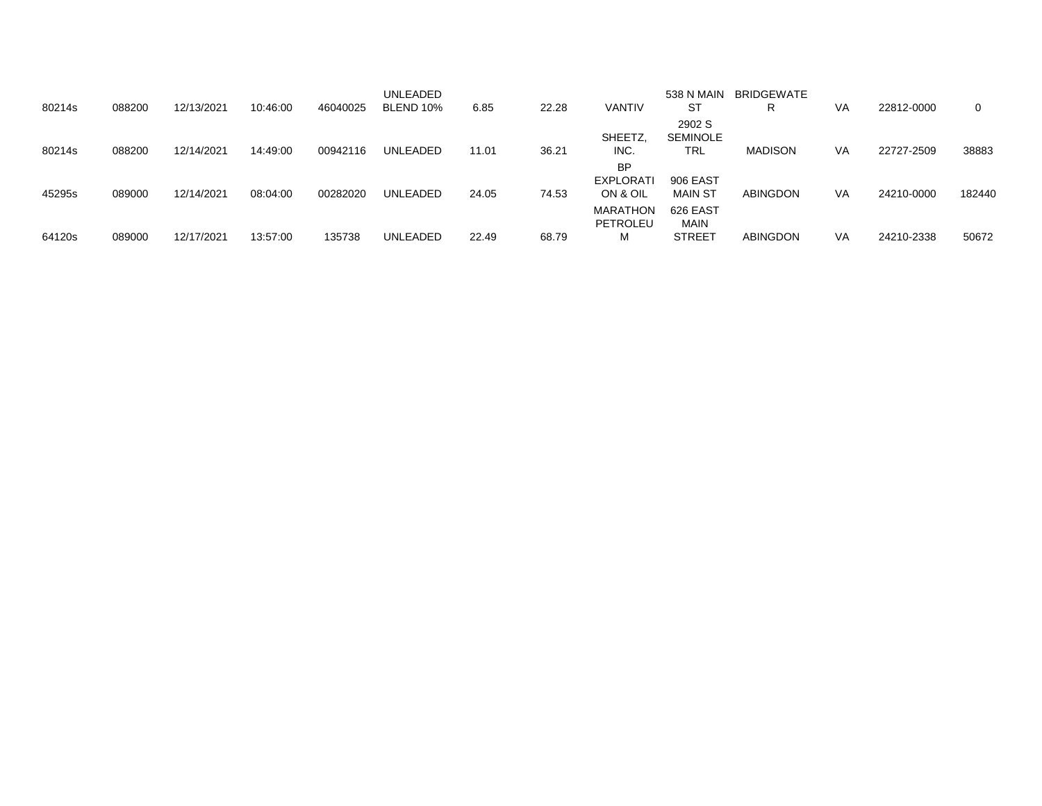| | | | | | | | | | | | | | |
|---|---|---|---|---|---|---|---|---|---|---|---|---|---|
| 80214s | 088200 | 12/13/2021 | 10:46:00 | 46040025 | UNLEADED BLEND 10% | 6.85 | 22.28 | VANTIV | 538 N MAIN ST | BRIDGEWATER | VA | 22812-0000 | 0 |
| 80214s | 088200 | 12/14/2021 | 14:49:00 | 00942116 | UNLEADED | 11.01 | 36.21 | SHEETZ, INC. | 2902 S SEMINOLE TRL | MADISON | VA | 22727-2509 | 38883 |
| 45295s | 089000 | 12/14/2021 | 08:04:00 | 00282020 | UNLEADED | 24.05 | 74.53 | BP EXPLORATION & OIL | 906 EAST MAIN ST | ABINGDON | VA | 24210-0000 | 182440 |
| 64120s | 089000 | 12/17/2021 | 13:57:00 | 135738 | UNLEADED | 22.49 | 68.79 | MARATHON PETROLEUM | 626 EAST MAIN STREET | ABINGDON | VA | 24210-2338 | 50672 |